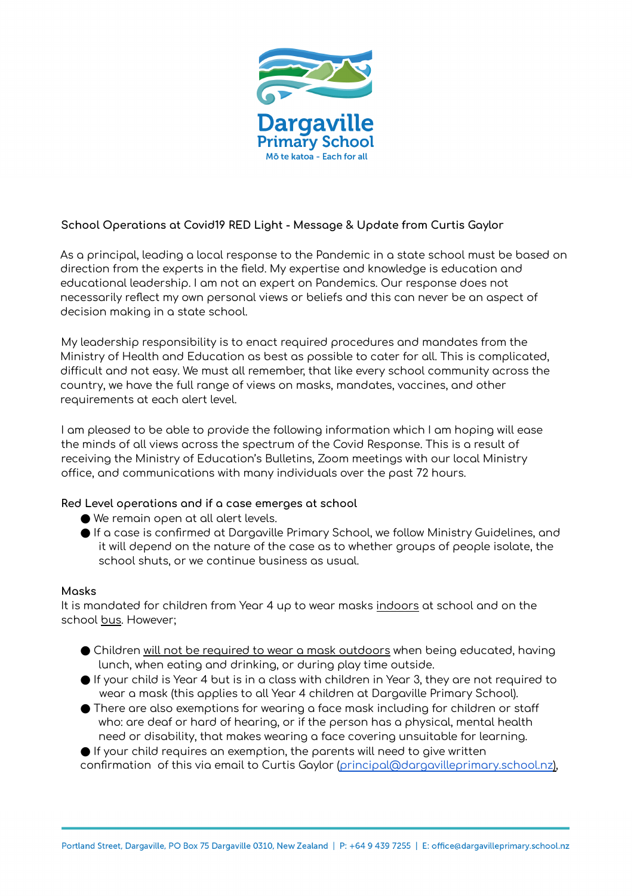Dargaville Primary School

Mō te katoa - Each for all

**School Operations at Covid19 RED Light - Message & Update from Curtis Gaylor**

As a principal, leading a local response to the Pandemic in a state school must be based on direction from the experts in the field. My expertise and knowledge is education and educational leadership. I am not an expert on Pandemics. Our response does not necessarily reflect my own personal views or beliefs and this can never be an aspect of decision making in a state school.

My leadership responsibility is to enact required procedures and mandates from the Ministry of Health and Education as best as possible to cater for all. This is complicated, difficult and not easy. We must all remember, that like every school community across the country, we have the full range of views on masks, mandates, vaccines, and other requirements at each alert level.

I am pleased to be able to provide the following information which I am hoping will ease the minds of all views across the spectrum of the Covid Response. This is a result of receiving the Ministry of Education's Bulletins, Zoom meetings with our local Ministry office, and communications with many individuals over the past 72 hours.

**Red Level operations and if a case emerges at school**

- We remain open at all alert levels.
- If a case is confirmed at Dargaville Primary School, we follow Ministry Guidelines, and it will depend on the nature of the case as to whether groups of people isolate, the school shuts, or we continue business as usual.

**Masks**

It is mandated for children from Year 4 up to wear masks <u>indoors</u> at school and on the school <u>bus</u>. However;

- Children <u>will not be required to wear a mask outdoors</u> when being educated, having lunch, when eating and drinking, or during play time outside.
- If your child is Year 4 but is in a class with children in Year 3, they are not required to wear a mask (this applies to all Year 4 children at Dargaville Primary School).
- There are also exemptions for wearing a face mask including for children or staff who: are deaf or hard of hearing, or if the person has a physical, mental health need or disability, that makes wearing a face covering unsuitable for learning.
- If your child requires an exemption, the parents will need to give written confirmation of this via email to Curtis Gaylor (principal@dargavilleprimary.school.nz),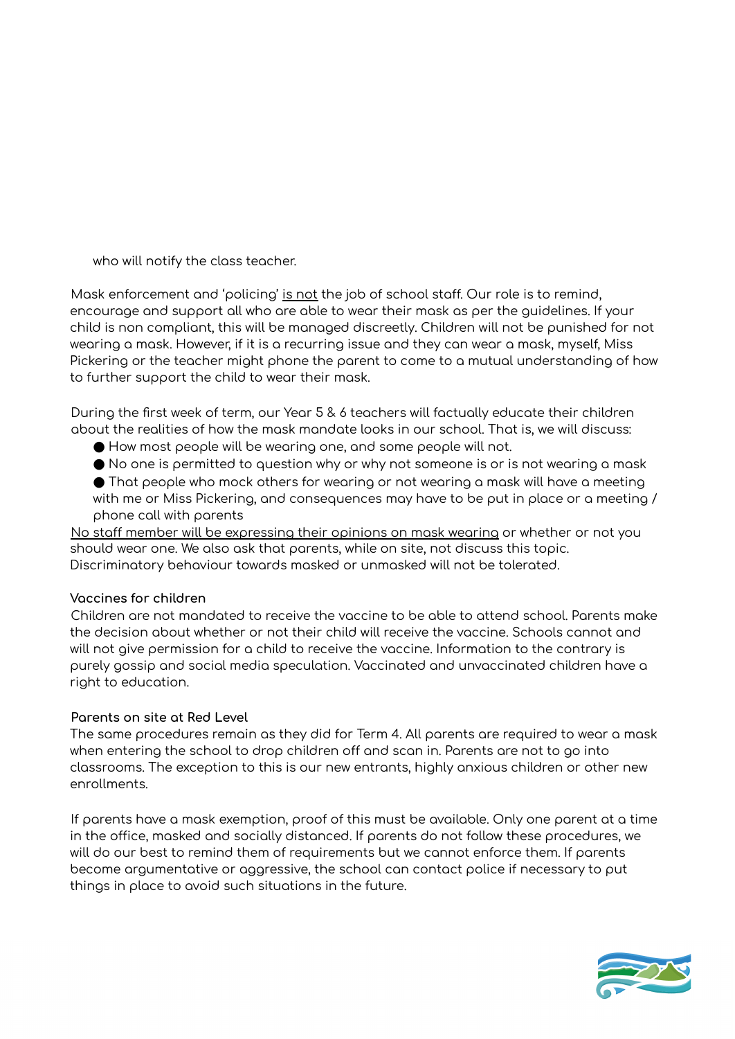who will notify the class teacher.

Mask enforcement and 'policing' <u>is not</u> the job of school staff. Our role is to remind, encourage and support all who are able to wear their mask as per the guidelines. If your child is non compliant, this will be managed discreetly. Children will not be punished for not wearing a mask. However, if it is a recurring issue and they can wear a mask, myself, Miss Pickering or the teacher might phone the parent to come to a mutual understanding of how to further support the child to wear their mask.

During the first week of term, our Year 5 & 6 teachers will factually educate their children about the realities of how the mask mandate looks in our school. That is, we will discuss:

- How most people will be wearing one, and some people will not.
- No one is permitted to question why or why not someone is or is not wearing a mask
- That people who mock others for wearing or not wearing a mask will have a meeting with me or Miss Pickering, and consequences may have to be put in place or a meeting / phone call with parents

<u>No staff member will be expressing their opinions on mask wearing</u> or whether or not you should wear one. We also ask that parents, while on site, not discuss this topic. Discriminatory behaviour towards masked or unmasked will not be tolerated.

**Vaccines for children**

Children are not mandated to receive the vaccine to be able to attend school. Parents make the decision about whether or not their child will receive the vaccine. Schools cannot and will not give permission for a child to receive the vaccine. Information to the contrary is purely gossip and social media speculation. Vaccinated and unvaccinated children have a right to education.

**Parents on site at Red Level**

The same procedures remain as they did for Term 4. All parents are required to wear a mask when entering the school to drop children off and scan in. Parents are not to go into classrooms. The exception to this is our new entrants, highly anxious children or other new enrollments.

If parents have a mask exemption, proof of this must be available. Only one parent at a time in the office, masked and socially distanced. If parents do not follow these procedures, we will do our best to remind them of requirements but we cannot enforce them. If parents become argumentative or aggressive, the school can contact police if necessary to put things in place to avoid such situations in the future.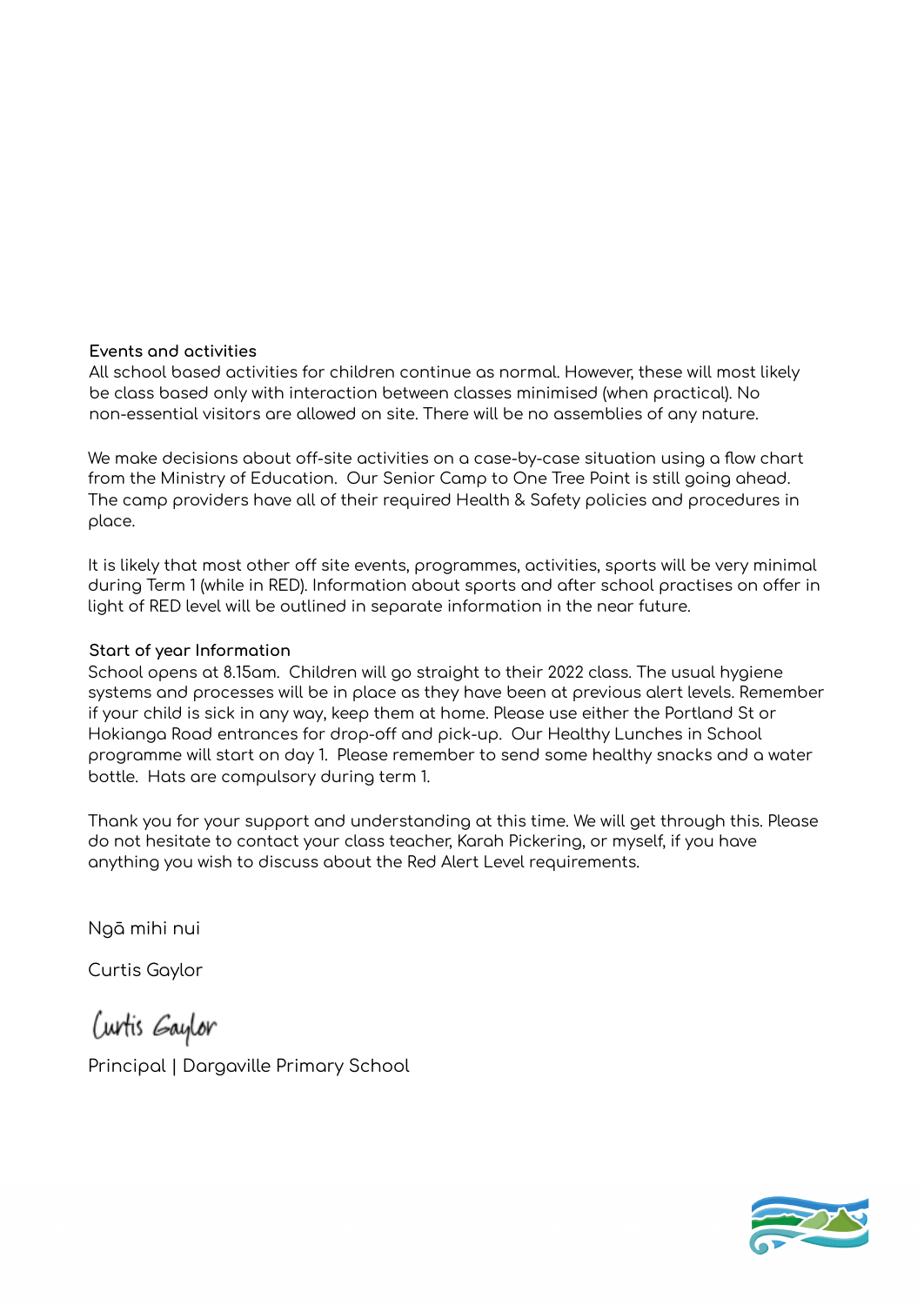**Events and activities**
All school based activities for children continue as normal. However, these will most likely be class based only with interaction between classes minimised (when practical). No non-essential visitors are allowed on site. There will be no assemblies of any nature.

We make decisions about off-site activities on a case-by-case situation using a flow chart from the Ministry of Education. Our Senior Camp to One Tree Point is still going ahead. The camp providers have all of their required Health & Safety policies and procedures in place.

It is likely that most other off site events, programmes, activities, sports will be very minimal during Term 1 (while in RED). Information about sports and after school practises on offer in light of RED level will be outlined in separate information in the near future.

**Start of year Information**
School opens at 8.15am. Children will go straight to their 2022 class. The usual hygiene systems and processes will be in place as they have been at previous alert levels. Remember if your child is sick in any way, keep them at home. Please use either the Portland St or Hokianga Road entrances for drop-off and pick-up. Our Healthy Lunches in School programme will start on day 1. Please remember to send some healthy snacks and a water bottle. Hats are compulsory during term 1.

Thank you for your support and understanding at this time. We will get through this. Please do not hesitate to contact your class teacher, Karah Pickering, or myself, if you have anything you wish to discuss about the Red Alert Level requirements.

Ngā mihi nui

Curtis Gaylor

Curtis Gaylor

Principal | Dargaville Primary School